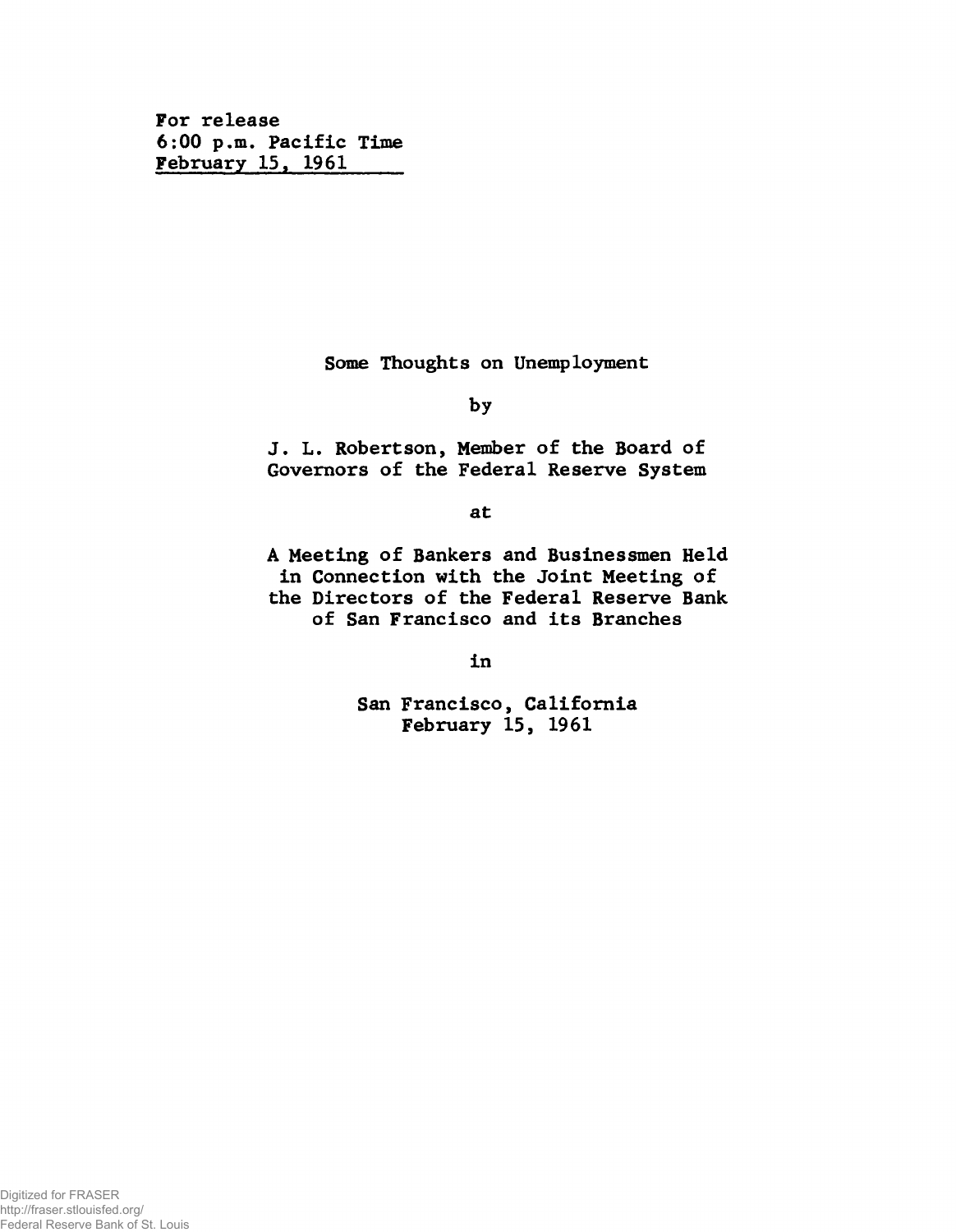For release
6:00 p.m. Pacific Time
February 15, 1961

# Some Thoughts on Unemployment

by

J. L. Robertson, Member of the Board of Governors of the Federal Reserve System

at

A Meeting of Bankers and Businessmen Held in Connection with the Joint Meeting of the Directors of the Federal Reserve Bank of San Francisco and its Branches

in

San Francisco, California
February 15, 1961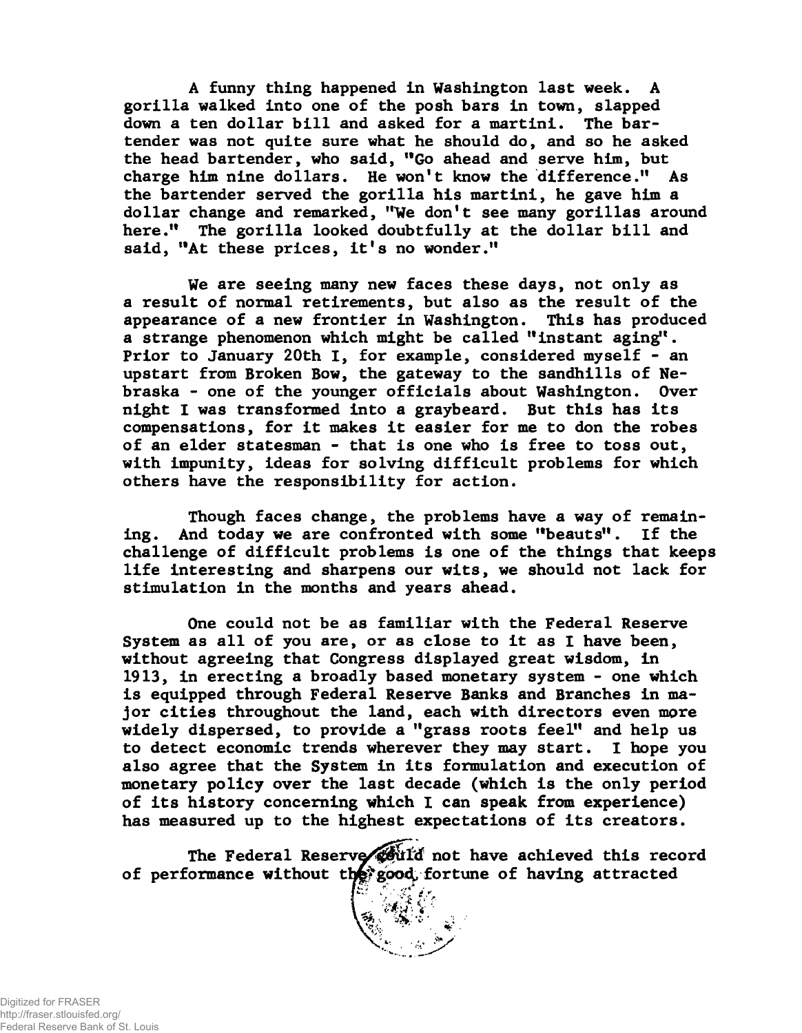A funny thing happened in Washington last week. A gorilla walked into one of the posh bars in town, slapped down a ten dollar bill and asked for a martini. The bartender was not quite sure what he should do, and so he asked the head bartender, who said, "Go ahead and serve him, but charge him nine dollars. He won't know the difference." As the bartender served the gorilla his martini, he gave him a dollar change and remarked, "We don't see many gorillas around here." The gorilla looked doubtfully at the dollar bill and said, "At these prices, it's no wonder."

We are seeing many new faces these days, not only as a result of normal retirements, but also as the result of the appearance of a new frontier in Washington. This has produced a strange phenomenon which might be called "instant aging". Prior to January 20th I, for example, considered myself - an upstart from Broken Bow, the gateway to the sandhills of Nebraska - one of the younger officials about Washington. Over night I was transformed into a graybeard. But this has its compensations, for it makes it easier for me to don the robes of an elder statesman - that is one who is free to toss out, with impunity, ideas for solving difficult problems for which others have the responsibility for action.

Though faces change, the problems have a way of remaining. And today we are confronted with some "beauts". If the challenge of difficult problems is one of the things that keeps life interesting and sharpens our wits, we should not lack for stimulation in the months and years ahead.

One could not be as familiar with the Federal Reserve System as all of you are, or as close to it as I have been, without agreeing that Congress displayed great wisdom, in 1913, in erecting a broadly based monetary system - one which is equipped through Federal Reserve Banks and Branches in major cities throughout the land, each with directors even more widely dispersed, to provide a "grass roots feel" and help us to detect economic trends wherever they may start. I hope you also agree that the System in its formulation and execution of monetary policy over the last decade (which is the only period of its history concerning which I can speak from experience) has measured up to the highest expectations of its creators.

The Federal Reserve could not have achieved this record of performance without the good fortune of having attracted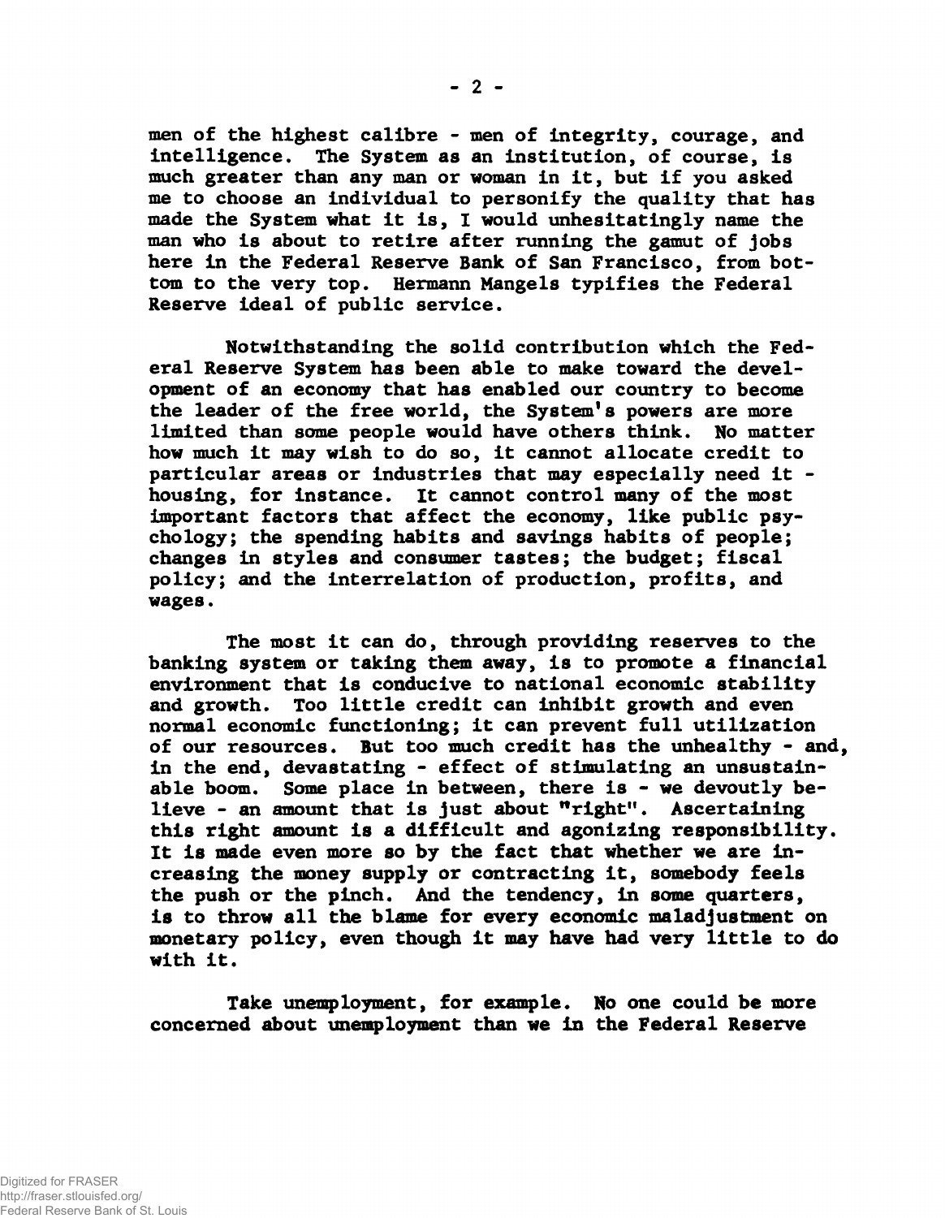men of the highest calibre - men of integrity, courage, and intelligence. The System as an institution, of course, is much greater than any man or woman in it, but if you asked me to choose an individual to personify the quality that has made the System what it is, I would unhesitatingly name the man who is about to retire after running the gamut of jobs here in the Federal Reserve Bank of San Francisco, from bottom to the very top. Hermann Mangels typifies the Federal Reserve ideal of public service.

Notwithstanding the solid contribution which the Federal Reserve System has been able to make toward the development of an economy that has enabled our country to become the leader of the free world, the System's powers are more limited than some people would have others think. No matter how much it may wish to do so, it cannot allocate credit to particular areas or industries that may especially need it - housing, for instance. It cannot control many of the most important factors that affect the economy, like public psychology; the spending habits and savings habits of people; changes in styles and consumer tastes; the budget; fiscal policy; and the interrelation of production, profits, and wages.

The most it can do, through providing reserves to the banking system or taking them away, is to promote a financial environment that is conducive to national economic stability and growth. Too little credit can inhibit growth and even normal economic functioning; it can prevent full utilization of our resources. But too much credit has the unhealthy - and, in the end, devastating - effect of stimulating an unsustainable boom. Some place in between, there is - we devoutly believe - an amount that is just about "right". Ascertaining this right amount is a difficult and agonizing responsibility. It is made even more so by the fact that whether we are increasing the money supply or contracting it, somebody feels the push or the pinch. And the tendency, in some quarters, is to throw all the blame for every economic maladjustment on monetary policy, even though it may have had very little to do with it.

Take unemployment, for example. No one could be more concerned about unemployment than we in the Federal Reserve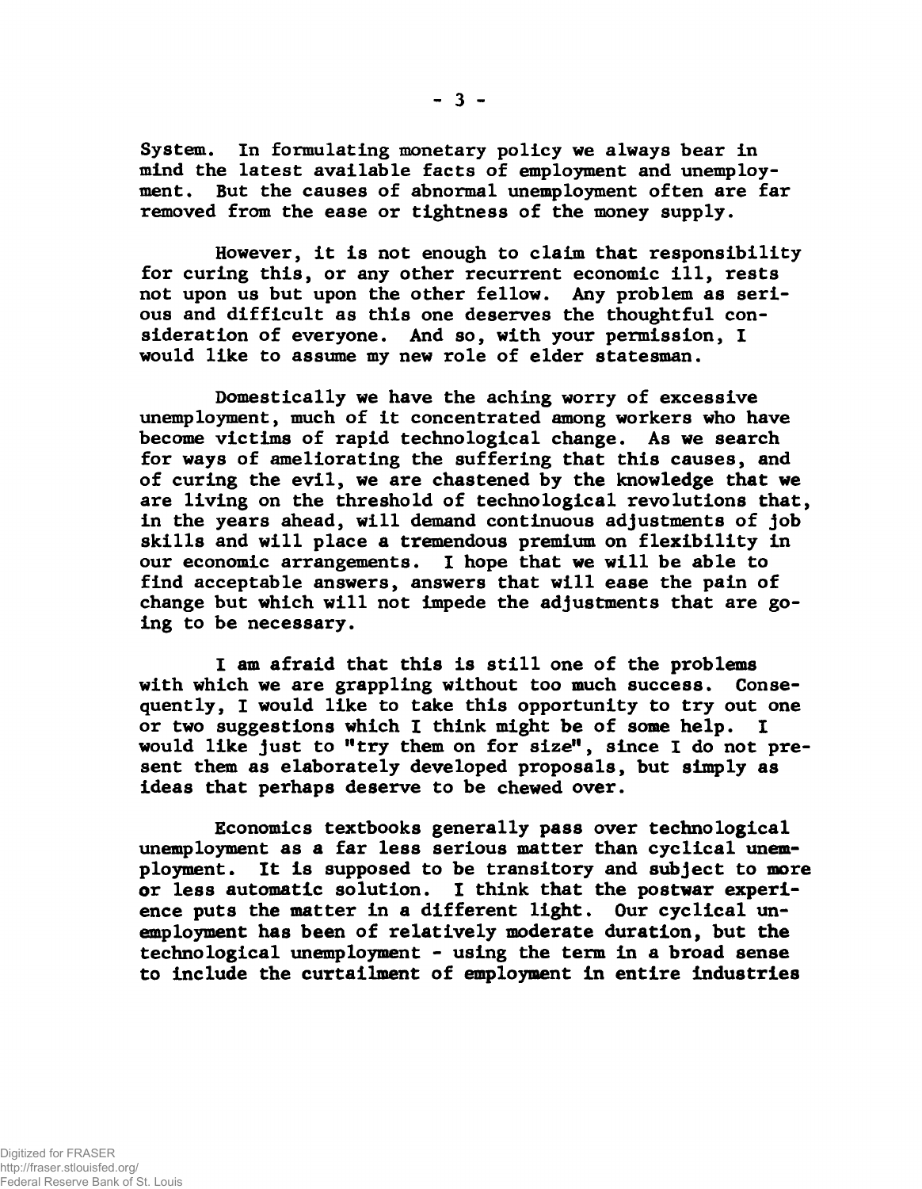System. In formulating monetary policy we always bear in mind the latest available facts of employment and unemployment. But the causes of abnormal unemployment often are far removed from the ease or tightness of the money supply.

However, it is not enough to claim that responsibility for curing this, or any other recurrent economic ill, rests not upon us but upon the other fellow. Any problem as serious and difficult as this one deserves the thoughtful consideration of everyone. And so, with your permission, I would like to assume my new role of elder statesman.

Domestically we have the aching worry of excessive unemployment, much of it concentrated among workers who have become victims of rapid technological change. As we search for ways of ameliorating the suffering that this causes, and of curing the evil, we are chastened by the knowledge that we are living on the threshold of technological revolutions that, in the years ahead, will demand continuous adjustments of job skills and will place a tremendous premium on flexibility in our economic arrangements. I hope that we will be able to find acceptable answers, answers that will ease the pain of change but which will not impede the adjustments that are going to be necessary.

I am afraid that this is still one of the problems with which we are grappling without too much success. Consequently, I would like to take this opportunity to try out one or two suggestions which I think might be of some help. I would like just to "try them on for size", since I do not present them as elaborately developed proposals, but simply as ideas that perhaps deserve to be chewed over.

Economics textbooks generally pass over technological unemployment as a far less serious matter than cyclical unemployment. It is supposed to be transitory and subject to more or less automatic solution. I think that the postwar experience puts the matter in a different light. Our cyclical unemployment has been of relatively moderate duration, but the technological unemployment - using the term in a broad sense to include the curtailment of employment in entire industries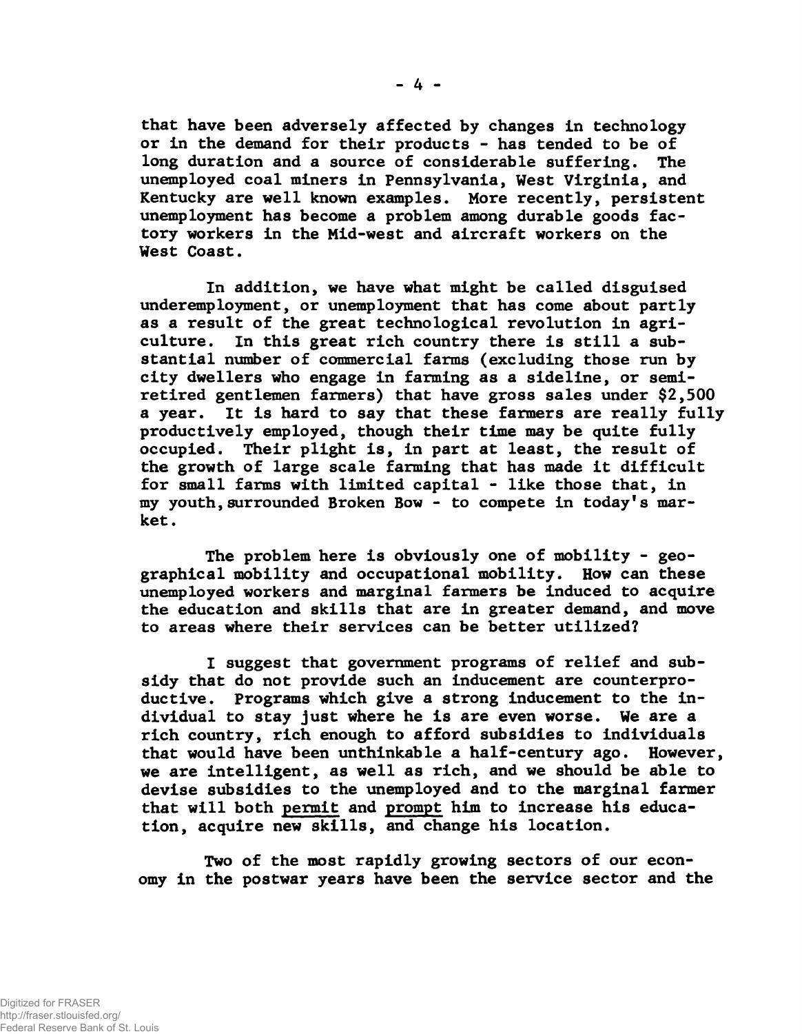that have been adversely affected by changes in technology or in the demand for their products - has tended to be of long duration and a source of considerable suffering. The unemployed coal miners in Pennsylvania, West Virginia, and Kentucky are well known examples. More recently, persistent unemployment has become a problem among durable goods factory workers in the Mid-west and aircraft workers on the West Coast.

In addition, we have what might be called disguised underemployment, or unemployment that has come about partly as a result of the great technological revolution in agriculture. In this great rich country there is still a substantial number of commercial farms (excluding those run by city dwellers who engage in farming as a sideline, or semi-retired gentlemen farmers) that have gross sales under $2,500 a year. It is hard to say that these farmers are really fully productively employed, though their time may be quite fully occupied. Their plight is, in part at least, the result of the growth of large scale farming that has made it difficult for small farms with limited capital - like those that, in my youth, surrounded Broken Bow - to compete in today's market.

The problem here is obviously one of mobility - geographical mobility and occupational mobility. How can these unemployed workers and marginal farmers be induced to acquire the education and skills that are in greater demand, and move to areas where their services can be better utilized?

I suggest that government programs of relief and subsidy that do not provide such an inducement are counterproductive. Programs which give a strong inducement to the individual to stay just where he is are even worse. We are a rich country, rich enough to afford subsidies to individuals that would have been unthinkable a half-century ago. However, we are intelligent, as well as rich, and we should be able to devise subsidies to the unemployed and to the marginal farmer that will both <u>permit</u> and <u>prompt</u> him to increase his education, acquire new skills, and change his location.

Two of the most rapidly growing sectors of our economy in the postwar years have been the service sector and the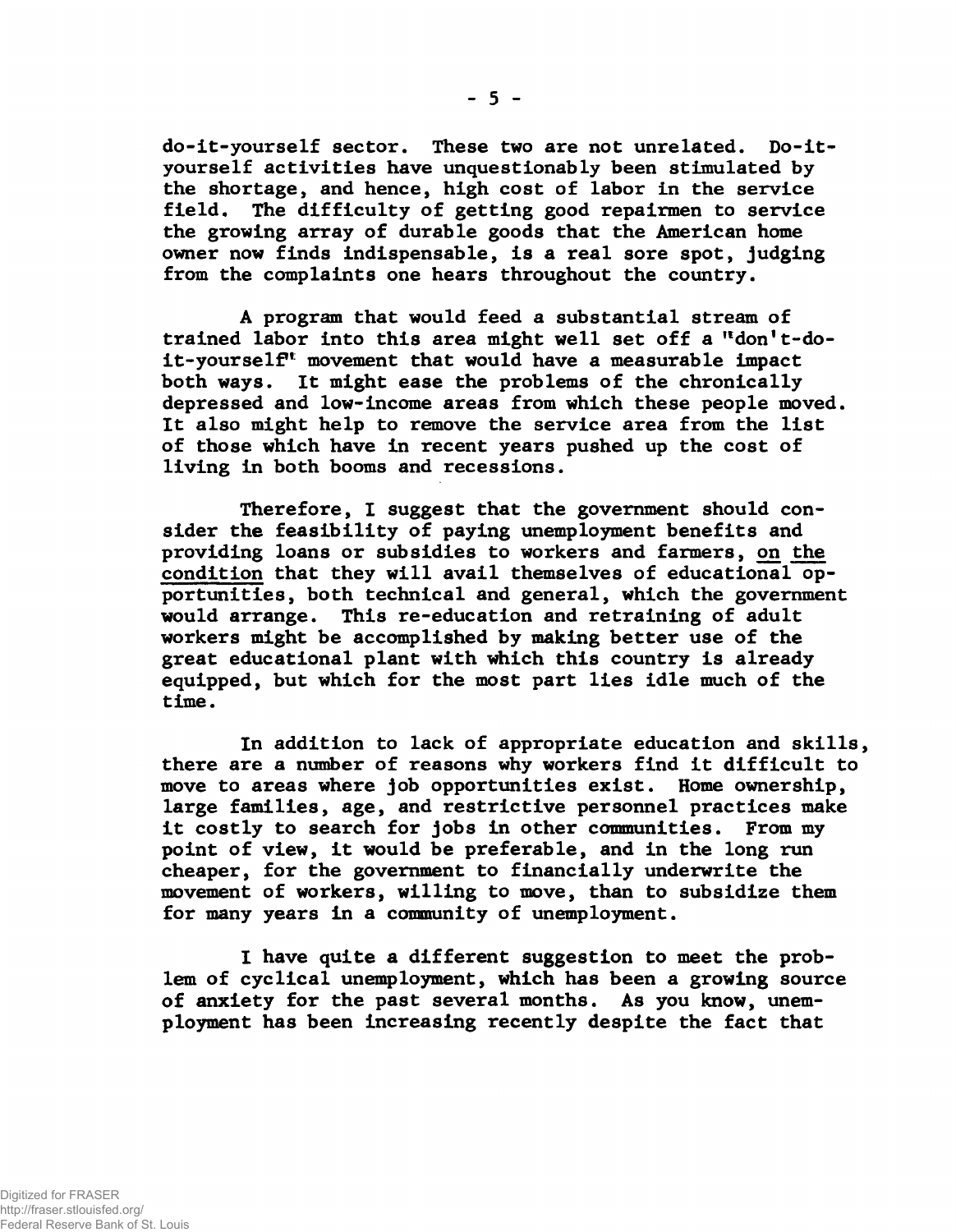do-it-yourself sector. These two are not unrelated. Do-it-yourself activities have unquestionably been stimulated by the shortage, and hence, high cost of labor in the service field. The difficulty of getting good repairmen to service the growing array of durable goods that the American home owner now finds indispensable, is a real sore spot, judging from the complaints one hears throughout the country.

A program that would feed a substantial stream of trained labor into this area might well set off a "don't-do-it-yourself" movement that would have a measurable impact both ways. It might ease the problems of the chronically depressed and low-income areas from which these people moved. It also might help to remove the service area from the list of those which have in recent years pushed up the cost of living in both booms and recessions.

Therefore, I suggest that the government should consider the feasibility of paying unemployment benefits and providing loans or subsidies to workers and farmers, <u>on the condition</u> that they will avail themselves of educational opportunities, both technical and general, which the government would arrange. This re-education and retraining of adult workers might be accomplished by making better use of the great educational plant with which this country is already equipped, but which for the most part lies idle much of the time.

In addition to lack of appropriate education and skills, there are a number of reasons why workers find it difficult to move to areas where job opportunities exist. Home ownership, large families, age, and restrictive personnel practices make it costly to search for jobs in other communities. From my point of view, it would be preferable, and in the long run cheaper, for the government to financially underwrite the movement of workers, willing to move, than to subsidize them for many years in a community of unemployment.

I have quite a different suggestion to meet the problem of cyclical unemployment, which has been a growing source of anxiety for the past several months. As you know, unemployment has been increasing recently despite the fact that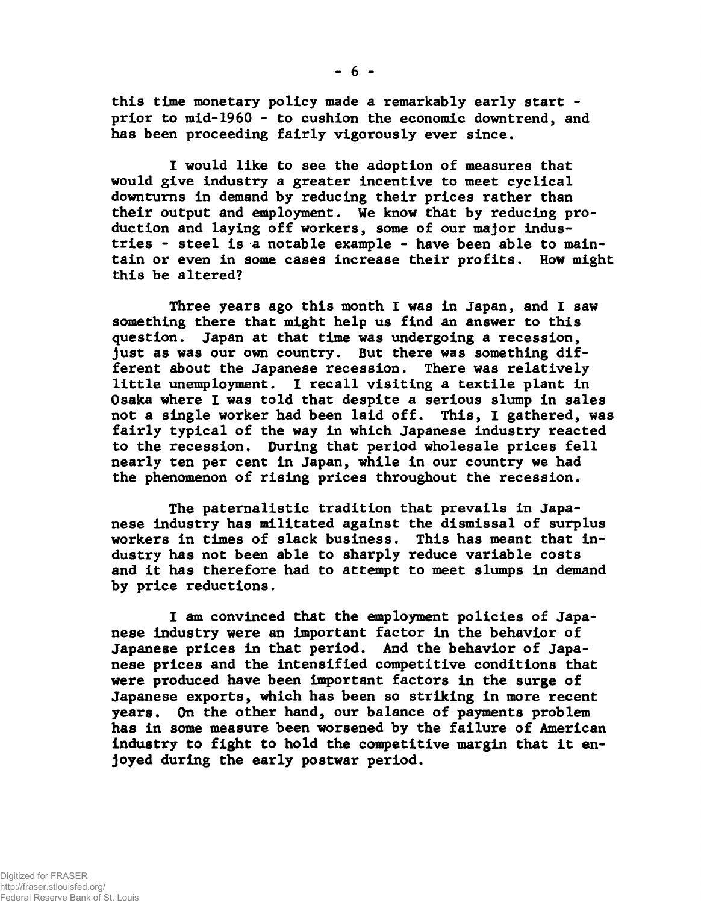this time monetary policy made a remarkably early start - prior to mid-1960 - to cushion the economic downtrend, and has been proceeding fairly vigorously ever since.

I would like to see the adoption of measures that would give industry a greater incentive to meet cyclical downturns in demand by reducing their prices rather than their output and employment. We know that by reducing production and laying off workers, some of our major industries - steel is a notable example - have been able to maintain or even in some cases increase their profits. How might this be altered?

Three years ago this month I was in Japan, and I saw something there that might help us find an answer to this question. Japan at that time was undergoing a recession, just as was our own country. But there was something different about the Japanese recession. There was relatively little unemployment. I recall visiting a textile plant in Osaka where I was told that despite a serious slump in sales not a single worker had been laid off. This, I gathered, was fairly typical of the way in which Japanese industry reacted to the recession. During that period wholesale prices fell nearly ten per cent in Japan, while in our country we had the phenomenon of rising prices throughout the recession.

The paternalistic tradition that prevails in Japanese industry has militated against the dismissal of surplus workers in times of slack business. This has meant that industry has not been able to sharply reduce variable costs and it has therefore had to attempt to meet slumps in demand by price reductions.

I am convinced that the employment policies of Japanese industry were an important factor in the behavior of Japanese prices in that period. And the behavior of Japanese prices and the intensified competitive conditions that were produced have been important factors in the surge of Japanese exports, which has been so striking in more recent years. On the other hand, our balance of payments problem has in some measure been worsened by the failure of American industry to fight to hold the competitive margin that it enjoyed during the early postwar period.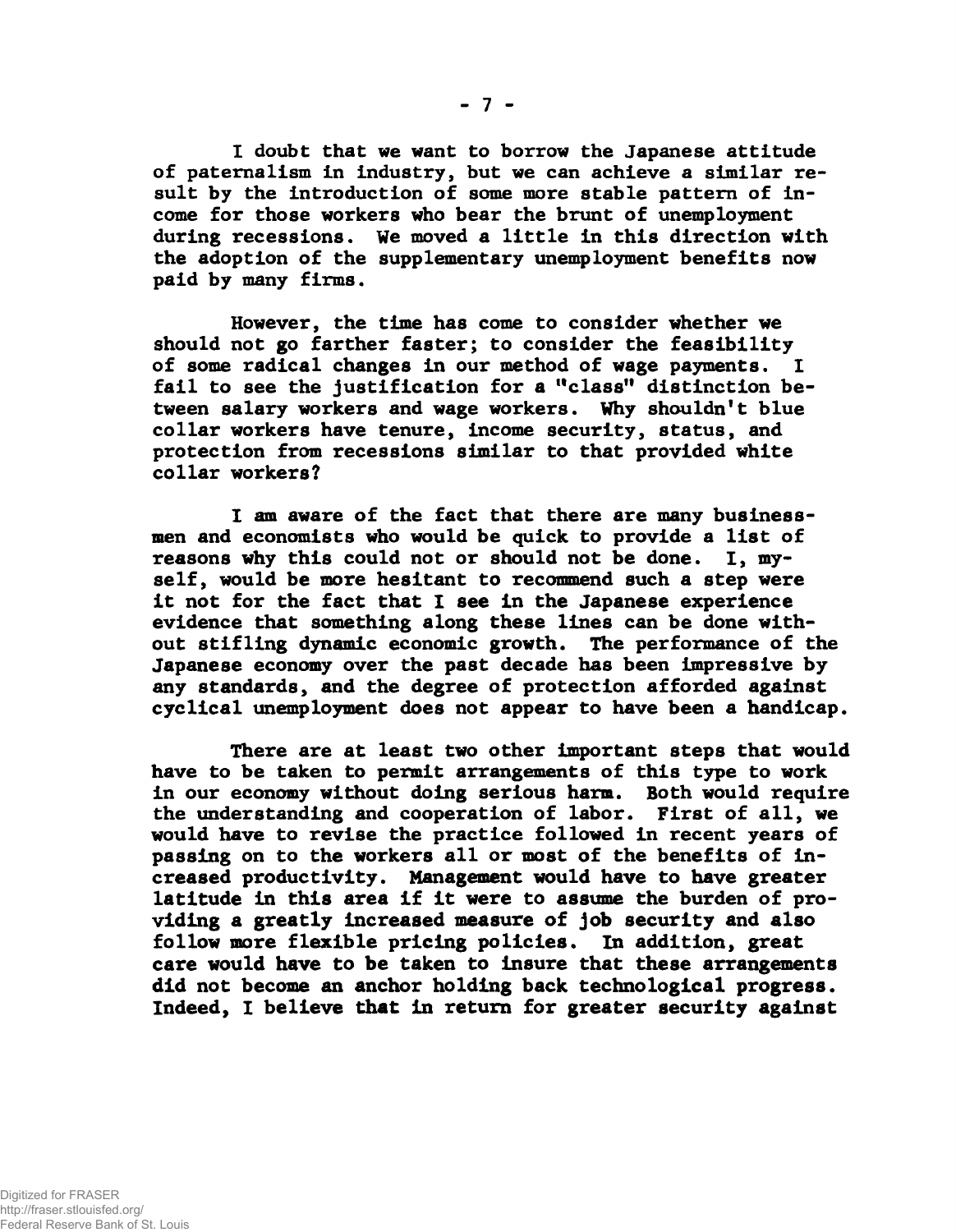I doubt that we want to borrow the Japanese attitude of paternalism in industry, but we can achieve a similar result by the introduction of some more stable pattern of income for those workers who bear the brunt of unemployment during recessions. We moved a little in this direction with the adoption of the supplementary unemployment benefits now paid by many firms.

However, the time has come to consider whether we should not go farther faster; to consider the feasibility of some radical changes in our method of wage payments. I fail to see the justification for a "class" distinction between salary workers and wage workers. Why shouldn't blue collar workers have tenure, income security, status, and protection from recessions similar to that provided white collar workers?

I am aware of the fact that there are many businessmen and economists who would be quick to provide a list of reasons why this could not or should not be done. I, myself, would be more hesitant to recommend such a step were it not for the fact that I see in the Japanese experience evidence that something along these lines can be done without stifling dynamic economic growth. The performance of the Japanese economy over the past decade has been impressive by any standards, and the degree of protection afforded against cyclical unemployment does not appear to have been a handicap.

There are at least two other important steps that would have to be taken to permit arrangements of this type to work in our economy without doing serious harm. Both would require the understanding and cooperation of labor. First of all, we would have to revise the practice followed in recent years of passing on to the workers all or most of the benefits of increased productivity. Management would have to have greater latitude in this area if it were to assume the burden of providing a greatly increased measure of job security and also follow more flexible pricing policies. In addition, great care would have to be taken to insure that these arrangements did not become an anchor holding back technological progress. Indeed, I believe that in return for greater security against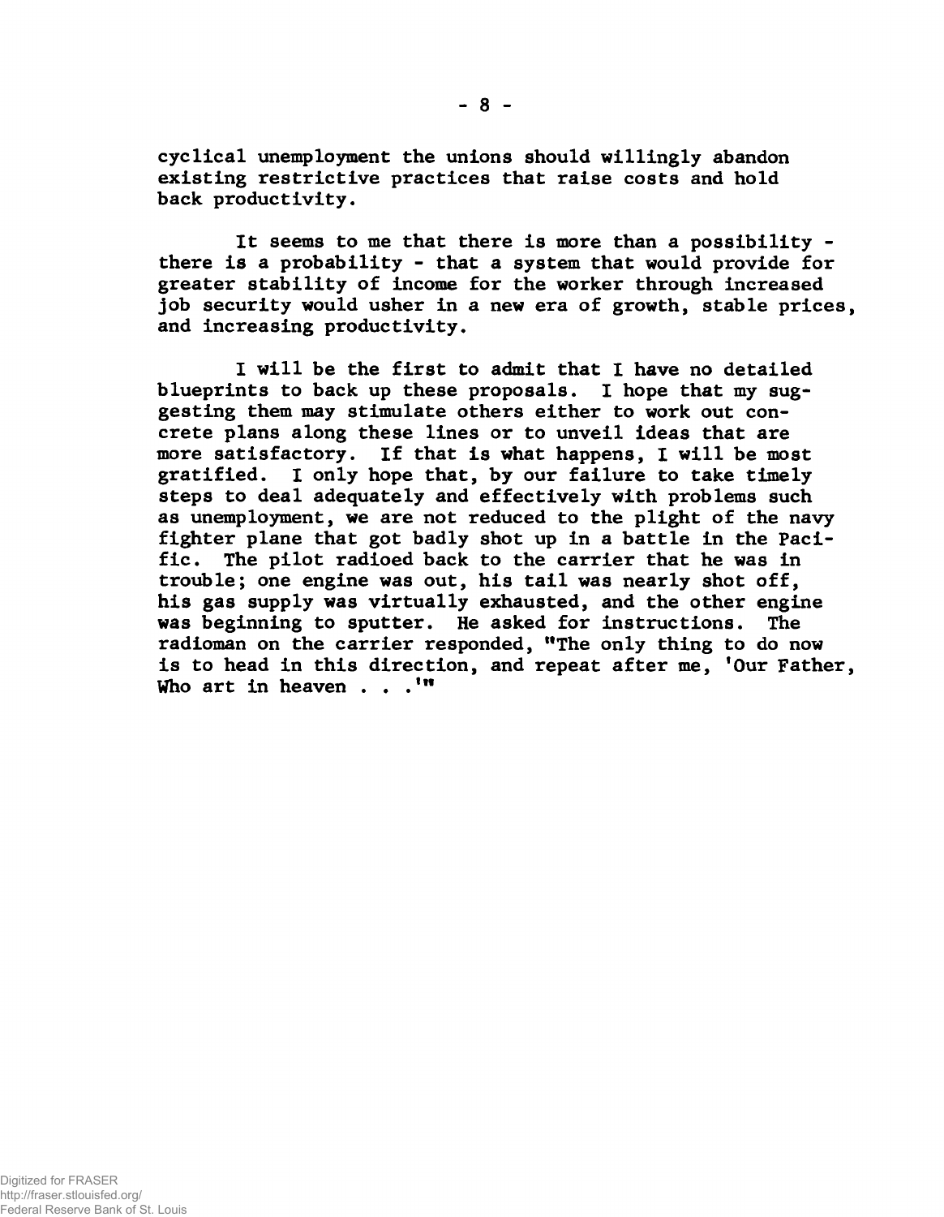cyclical unemployment the unions should willingly abandon existing restrictive practices that raise costs and hold back productivity.

It seems to me that there is more than a possibility - there is a probability - that a system that would provide for greater stability of income for the worker through increased job security would usher in a new era of growth, stable prices, and increasing productivity.

I will be the first to admit that I have no detailed blueprints to back up these proposals. I hope that my suggesting them may stimulate others either to work out concrete plans along these lines or to unveil ideas that are more satisfactory. If that is what happens, I will be most gratified. I only hope that, by our failure to take timely steps to deal adequately and effectively with problems such as unemployment, we are not reduced to the plight of the navy fighter plane that got badly shot up in a battle in the Pacific. The pilot radioed back to the carrier that he was in trouble; one engine was out, his tail was nearly shot off, his gas supply was virtually exhausted, and the other engine was beginning to sputter. He asked for instructions. The radioman on the carrier responded, "The only thing to do now is to head in this direction, and repeat after me, 'Our Father, Who art in heaven . . .'"